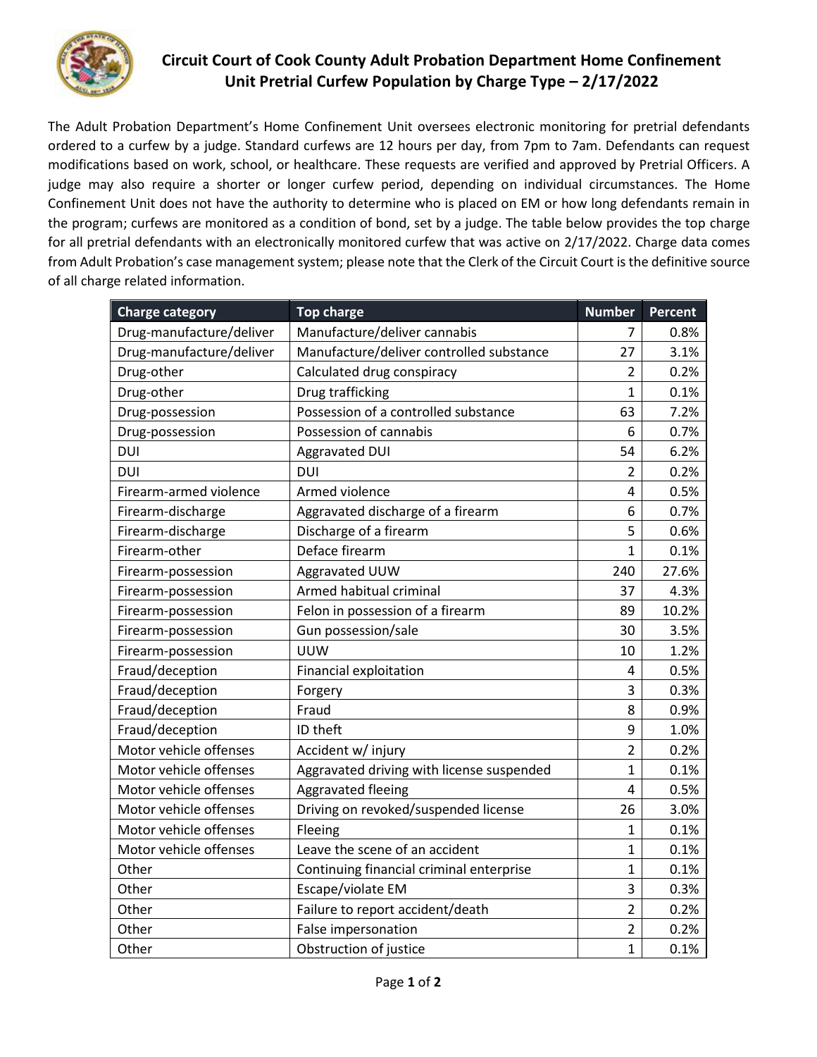# Circuit Court of Cook County Adult Probation Department Home Confinement Unit Pretrial Curfew Population by Charge Type – 2/17/2022

The Adult Probation Department's Home Confinement Unit oversees electronic monitoring for pretrial defendants ordered to a curfew by a judge. Standard curfews are 12 hours per day, from 7pm to 7am. Defendants can request modifications based on work, school, or healthcare. These requests are verified and approved by Pretrial Officers. A judge may also require a shorter or longer curfew period, depending on individual circumstances. The Home Confinement Unit does not have the authority to determine who is placed on EM or how long defendants remain in the program; curfews are monitored as a condition of bond, set by a judge. The table below provides the top charge for all pretrial defendants with an electronically monitored curfew that was active on 2/17/2022. Charge data comes from Adult Probation's case management system; please note that the Clerk of the Circuit Court is the definitive source of all charge related information.

| Charge category | Top charge | Number | Percent |
|---|---|---|---|
| Drug-manufacture/deliver | Manufacture/deliver cannabis | 7 | 0.8% |
| Drug-manufacture/deliver | Manufacture/deliver controlled substance | 27 | 3.1% |
| Drug-other | Calculated drug conspiracy | 2 | 0.2% |
| Drug-other | Drug trafficking | 1 | 0.1% |
| Drug-possession | Possession of a controlled substance | 63 | 7.2% |
| Drug-possession | Possession of cannabis | 6 | 0.7% |
| DUI | Aggravated DUI | 54 | 6.2% |
| DUI | DUI | 2 | 0.2% |
| Firearm-armed violence | Armed violence | 4 | 0.5% |
| Firearm-discharge | Aggravated discharge of a firearm | 6 | 0.7% |
| Firearm-discharge | Discharge of a firearm | 5 | 0.6% |
| Firearm-other | Deface firearm | 1 | 0.1% |
| Firearm-possession | Aggravated UUW | 240 | 27.6% |
| Firearm-possession | Armed habitual criminal | 37 | 4.3% |
| Firearm-possession | Felon in possession of a firearm | 89 | 10.2% |
| Firearm-possession | Gun possession/sale | 30 | 3.5% |
| Firearm-possession | UUW | 10 | 1.2% |
| Fraud/deception | Financial exploitation | 4 | 0.5% |
| Fraud/deception | Forgery | 3 | 0.3% |
| Fraud/deception | Fraud | 8 | 0.9% |
| Fraud/deception | ID theft | 9 | 1.0% |
| Motor vehicle offenses | Accident w/ injury | 2 | 0.2% |
| Motor vehicle offenses | Aggravated driving with license suspended | 1 | 0.1% |
| Motor vehicle offenses | Aggravated fleeing | 4 | 0.5% |
| Motor vehicle offenses | Driving on revoked/suspended license | 26 | 3.0% |
| Motor vehicle offenses | Fleeing | 1 | 0.1% |
| Motor vehicle offenses | Leave the scene of an accident | 1 | 0.1% |
| Other | Continuing financial criminal enterprise | 1 | 0.1% |
| Other | Escape/violate EM | 3 | 0.3% |
| Other | Failure to report accident/death | 2 | 0.2% |
| Other | False impersonation | 2 | 0.2% |
| Other | Obstruction of justice | 1 | 0.1% |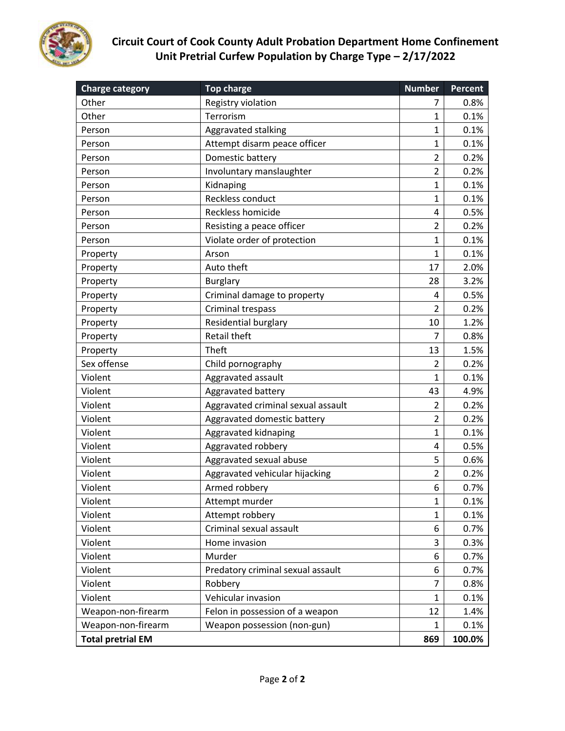## Circuit Court of Cook County Adult Probation Department Home Confinement Unit Pretrial Curfew Population by Charge Type – 2/17/2022

| Charge category | Top charge | Number | Percent |
|---|---|---|---|
| Other | Registry violation | 7 | 0.8% |
| Other | Terrorism | 1 | 0.1% |
| Person | Aggravated stalking | 1 | 0.1% |
| Person | Attempt disarm peace officer | 1 | 0.1% |
| Person | Domestic battery | 2 | 0.2% |
| Person | Involuntary manslaughter | 2 | 0.2% |
| Person | Kidnaping | 1 | 0.1% |
| Person | Reckless conduct | 1 | 0.1% |
| Person | Reckless homicide | 4 | 0.5% |
| Person | Resisting a peace officer | 2 | 0.2% |
| Person | Violate order of protection | 1 | 0.1% |
| Property | Arson | 1 | 0.1% |
| Property | Auto theft | 17 | 2.0% |
| Property | Burglary | 28 | 3.2% |
| Property | Criminal damage to property | 4 | 0.5% |
| Property | Criminal trespass | 2 | 0.2% |
| Property | Residential burglary | 10 | 1.2% |
| Property | Retail theft | 7 | 0.8% |
| Property | Theft | 13 | 1.5% |
| Sex offense | Child pornography | 2 | 0.2% |
| Violent | Aggravated assault | 1 | 0.1% |
| Violent | Aggravated battery | 43 | 4.9% |
| Violent | Aggravated criminal sexual assault | 2 | 0.2% |
| Violent | Aggravated domestic battery | 2 | 0.2% |
| Violent | Aggravated kidnaping | 1 | 0.1% |
| Violent | Aggravated robbery | 4 | 0.5% |
| Violent | Aggravated sexual abuse | 5 | 0.6% |
| Violent | Aggravated vehicular hijacking | 2 | 0.2% |
| Violent | Armed robbery | 6 | 0.7% |
| Violent | Attempt murder | 1 | 0.1% |
| Violent | Attempt robbery | 1 | 0.1% |
| Violent | Criminal sexual assault | 6 | 0.7% |
| Violent | Home invasion | 3 | 0.3% |
| Violent | Murder | 6 | 0.7% |
| Violent | Predatory criminal sexual assault | 6 | 0.7% |
| Violent | Robbery | 7 | 0.8% |
| Violent | Vehicular invasion | 1 | 0.1% |
| Weapon-non-firearm | Felon in possession of a weapon | 12 | 1.4% |
| Weapon-non-firearm | Weapon possession (non-gun) | 1 | 0.1% |
| **Total pretrial EM** | | **869** | **100.0%** |